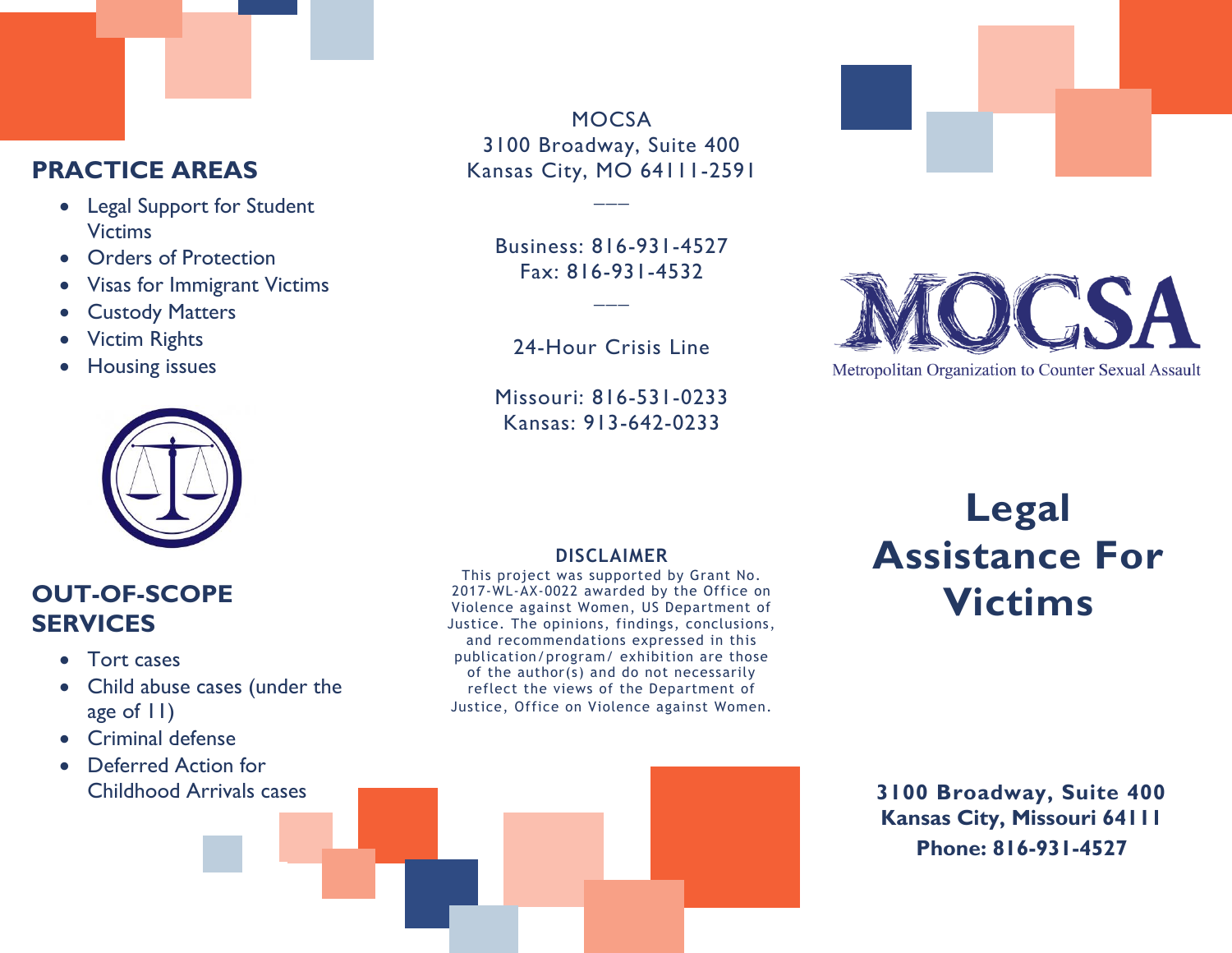## PRACTICE AREAS

- Legal Support for Student Victims
- Orders of Protection
- Visas for Immigrant Victims
- Custody Matters
- Victim Rights
- Housing issues

## OUT-OF-SCOPE SERVICES

- Tort cases
- Child abuse cases (under the age of 11)
- Criminal defense
- Deferred Action for Childhood Arrivals cases

MOCSA
3100 Broadway, Suite 400
Kansas City, MO 64111-2591

———

Business: 816-931-4527
Fax: 816-931-4532

———

24-Hour Crisis Line

Missouri: 816-531-0233
Kansas: 913-642-0233

**DISCLAIMER**

This project was supported by Grant No. 2017-WL-AX-0022 awarded by the Office on Violence against Women, US Department of Justice. The opinions, findings, conclusions, and recommendations expressed in this publication/program/ exhibition are those of the author(s) and do not necessarily reflect the views of the Department of Justice, Office on Violence against Women.

MOCSA
Metropolitan Organization to Counter Sexual Assault

# Legal Assistance For Victims

**3100 Broadway, Suite 400**
**Kansas City, Missouri 64111**
**Phone: 816-931-4527**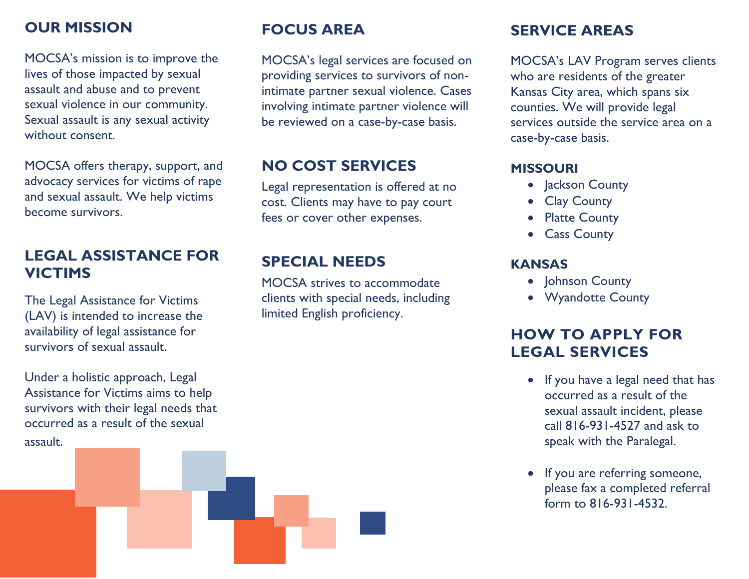## OUR MISSION

MOCSA's mission is to improve the lives of those impacted by sexual assault and abuse and to prevent sexual violence in our community. Sexual assault is any sexual activity without consent.

MOCSA offers therapy, support, and advocacy services for victims of rape and sexual assault. We help victims become survivors.

## LEGAL ASSISTANCE FOR VICTIMS

The Legal Assistance for Victims (LAV) is intended to increase the availability of legal assistance for survivors of sexual assault.

Under a holistic approach, Legal Assistance for Victims aims to help survivors with their legal needs that occurred as a result of the sexual assault.

## FOCUS AREA

MOCSA's legal services are focused on providing services to survivors of non-intimate partner sexual violence. Cases involving intimate partner violence will be reviewed on a case-by-case basis.

## NO COST SERVICES

Legal representation is offered at no cost. Clients may have to pay court fees or cover other expenses.

## SPECIAL NEEDS

MOCSA strives to accommodate clients with special needs, including limited English proficiency.

## SERVICE AREAS

MOCSA's LAV Program serves clients who are residents of the greater Kansas City area, which spans six counties. We will provide legal services outside the service area on a case-by-case basis.

### MISSOURI

- Jackson County
- Clay County
- Platte County
- Cass County

### KANSAS

- Johnson County
- Wyandotte County

## HOW TO APPLY FOR LEGAL SERVICES

- If you have a legal need that has occurred as a result of the sexual assault incident, please call 816-931-4527 and ask to speak with the Paralegal.
- If you are referring someone, please fax a completed referral form to 816-931-4532.